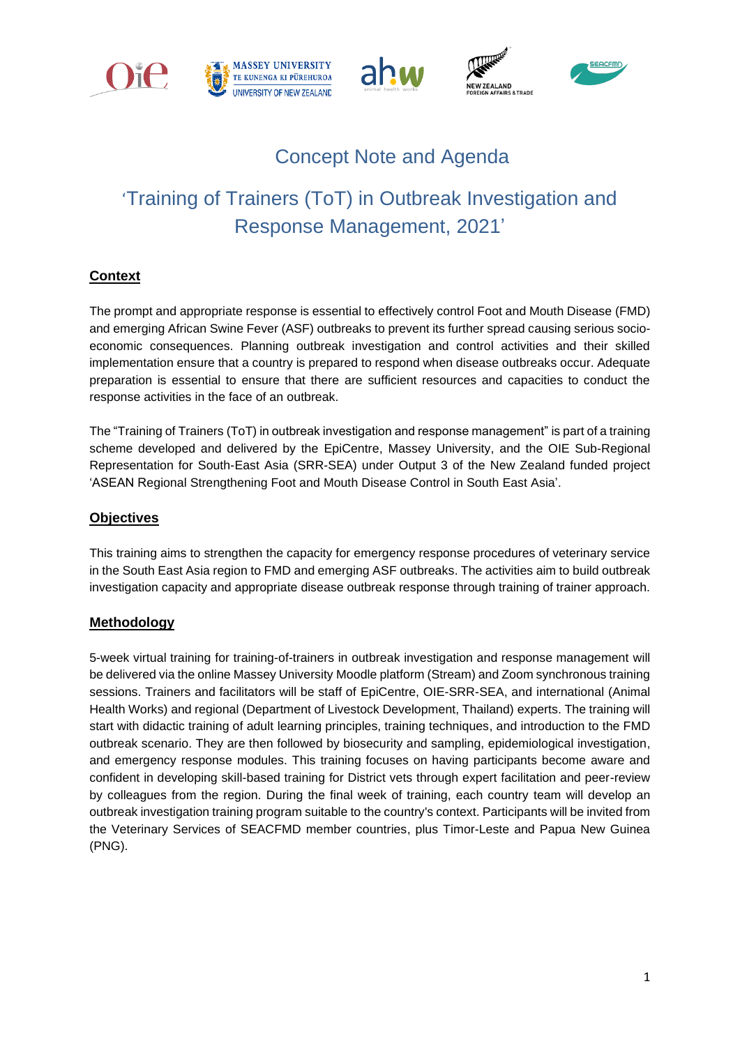# Concept Note and Agenda

# 'Training of Trainers (ToT) in Outbreak Investigation and Response Management, 2021'

## Context

The prompt and appropriate response is essential to effectively control Foot and Mouth Disease (FMD) and emerging African Swine Fever (ASF) outbreaks to prevent its further spread causing serious socio-economic consequences. Planning outbreak investigation and control activities and their skilled implementation ensure that a country is prepared to respond when disease outbreaks occur. Adequate preparation is essential to ensure that there are sufficient resources and capacities to conduct the response activities in the face of an outbreak.

The "Training of Trainers (ToT) in outbreak investigation and response management" is part of a training scheme developed and delivered by the EpiCentre, Massey University, and the OIE Sub-Regional Representation for South-East Asia (SRR-SEA) under Output 3 of the New Zealand funded project 'ASEAN Regional Strengthening Foot and Mouth Disease Control in South East Asia'.

## Objectives

This training aims to strengthen the capacity for emergency response procedures of veterinary service in the South East Asia region to FMD and emerging ASF outbreaks. The activities aim to build outbreak investigation capacity and appropriate disease outbreak response through training of trainer approach.

## Methodology

5-week virtual training for training-of-trainers in outbreak investigation and response management will be delivered via the online Massey University Moodle platform (Stream) and Zoom synchronous training sessions. Trainers and facilitators will be staff of EpiCentre, OIE-SRR-SEA, and international (Animal Health Works) and regional (Department of Livestock Development, Thailand) experts. The training will start with didactic training of adult learning principles, training techniques, and introduction to the FMD outbreak scenario. They are then followed by biosecurity and sampling, epidemiological investigation, and emergency response modules. This training focuses on having participants become aware and confident in developing skill-based training for District vets through expert facilitation and peer-review by colleagues from the region. During the final week of training, each country team will develop an outbreak investigation training program suitable to the country's context. Participants will be invited from the Veterinary Services of SEACFMD member countries, plus Timor-Leste and Papua New Guinea (PNG).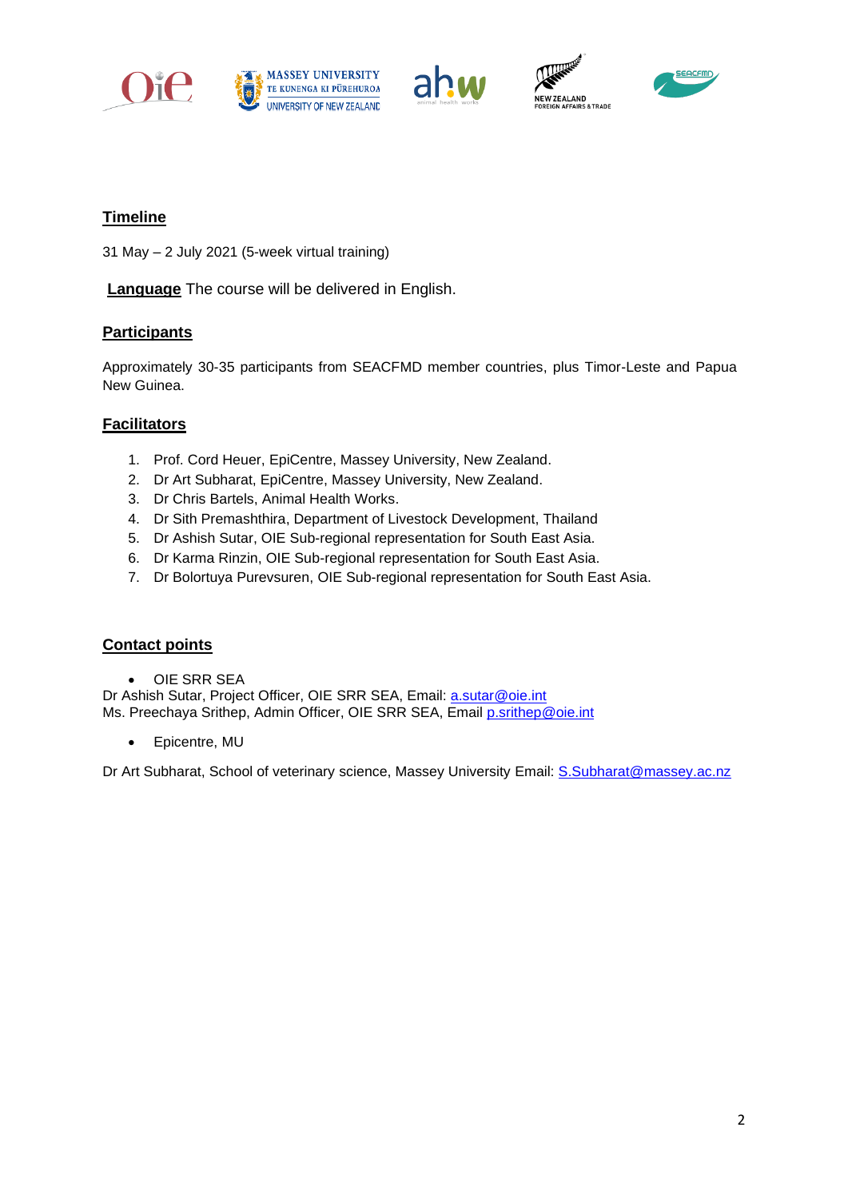## Timeline

31 May – 2 July 2021 (5-week virtual training)

**Language** The course will be delivered in English.

## Participants

Approximately 30-35 participants from SEACFMD member countries, plus Timor-Leste and Papua New Guinea.

## Facilitators

1. Prof. Cord Heuer, EpiCentre, Massey University, New Zealand.
2. Dr Art Subharat, EpiCentre, Massey University, New Zealand.
3. Dr Chris Bartels, Animal Health Works.
4. Dr Sith Premashthira, Department of Livestock Development, Thailand
5. Dr Ashish Sutar, OIE Sub-regional representation for South East Asia.
6. Dr Karma Rinzin, OIE Sub-regional representation for South East Asia.
7. Dr Bolortuya Purevsuren, OIE Sub-regional representation for South East Asia.

## Contact points

- OIE SRR SEA

Dr Ashish Sutar, Project Officer, OIE SRR SEA, Email: a.sutar@oie.int
Ms. Preechaya Srithep, Admin Officer, OIE SRR SEA, Email p.srithep@oie.int

- Epicentre, MU

Dr Art Subharat, School of veterinary science, Massey University Email: S.Subharat@massey.ac.nz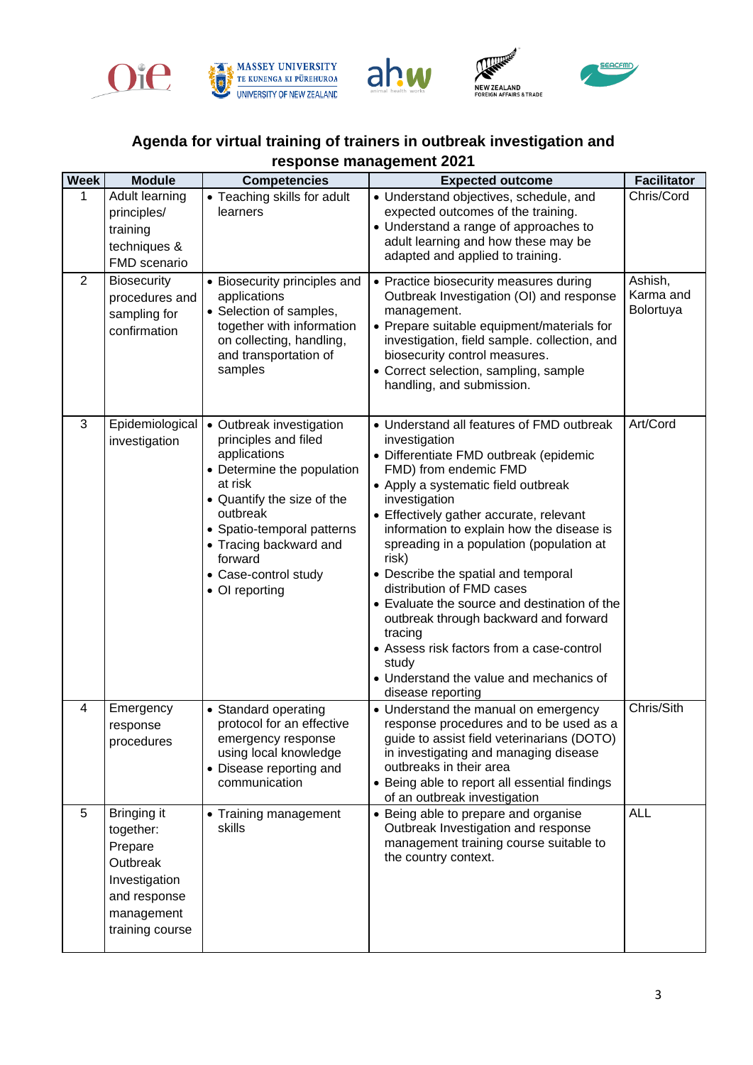# Agenda for virtual training of trainers in outbreak investigation and response management 2021

| Week | Module | Competencies | Expected outcome | Facilitator |
|---|---|---|---|---|
| 1 | Adult learning principles/ training techniques & FMD scenario | • Teaching skills for adult learners | • Understand objectives, schedule, and expected outcomes of the training.<br>• Understand a range of approaches to adult learning and how these may be adapted and applied to training. | Chris/Cord |
| 2 | Biosecurity procedures and sampling for confirmation | • Biosecurity principles and applications<br>• Selection of samples, together with information on collecting, handling, and transportation of samples | • Practice biosecurity measures during Outbreak Investigation (OI) and response management.<br>• Prepare suitable equipment/materials for investigation, field sample. collection, and biosecurity control measures.<br>• Correct selection, sampling, sample handling, and submission. | Ashish, Karma and Bolortuya |
| 3 | Epidemiological investigation | • Outbreak investigation principles and filed applications<br>• Determine the population at risk<br>• Quantify the size of the outbreak<br>• Spatio-temporal patterns<br>• Tracing backward and forward<br>• Case-control study<br>• OI reporting | • Understand all features of FMD outbreak investigation<br>• Differentiate FMD outbreak (epidemic FMD) from endemic FMD<br>• Apply a systematic field outbreak investigation<br>• Effectively gather accurate, relevant information to explain how the disease is spreading in a population (population at risk)<br>• Describe the spatial and temporal distribution of FMD cases<br>• Evaluate the source and destination of the outbreak through backward and forward tracing<br>• Assess risk factors from a case-control study<br>• Understand the value and mechanics of disease reporting | Art/Cord |
| 4 | Emergency response procedures | • Standard operating protocol for an effective emergency response using local knowledge<br>• Disease reporting and communication | • Understand the manual on emergency response procedures and to be used as a guide to assist field veterinarians (DOTO) in investigating and managing disease outbreaks in their area<br>• Being able to report all essential findings of an outbreak investigation | Chris/Sith |
| 5 | Bringing it together: Prepare Outbreak Investigation and response management training course | • Training management skills | • Being able to prepare and organise Outbreak Investigation and response management training course suitable to the country context. | ALL |